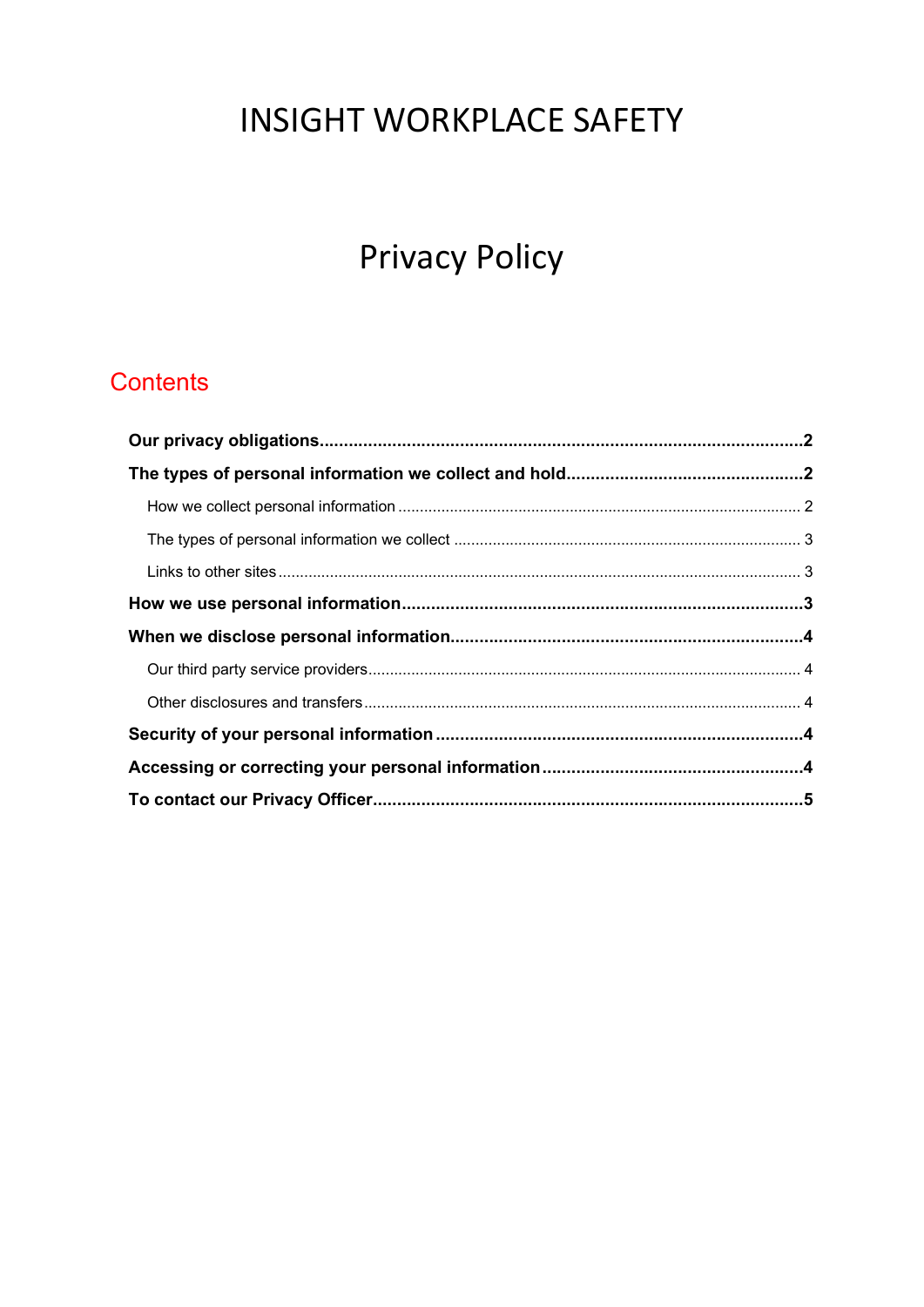# INSIGHT WORKPLACE SAFETY

# Privacy Policy

## Contents

**Our privacy obligations** .......... **2**

**The types of personal information we collect and hold** .......... **2**

- How we collect personal information .......... 2
- The types of personal information we collect .......... 3
- Links to other sites .......... 3

**How we use personal information** .......... **3**

**When we disclose personal information** .......... **4**

- Our third party service providers .......... 4
- Other disclosures and transfers .......... 4

**Security of your personal information** .......... **4**

**Accessing or correcting your personal information** .......... **4**

**To contact our Privacy Officer** .......... **5**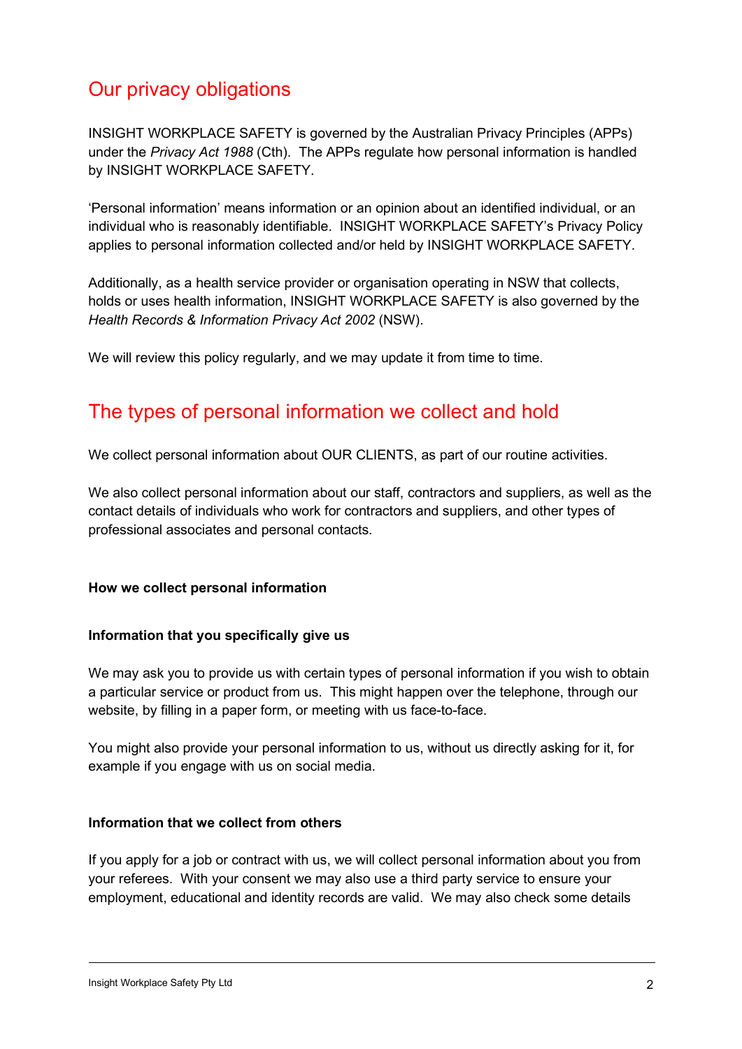## Our privacy obligations

INSIGHT WORKPLACE SAFETY is governed by the Australian Privacy Principles (APPs) under the *Privacy Act 1988* (Cth). The APPs regulate how personal information is handled by INSIGHT WORKPLACE SAFETY.

'Personal information' means information or an opinion about an identified individual, or an individual who is reasonably identifiable. INSIGHT WORKPLACE SAFETY's Privacy Policy applies to personal information collected and/or held by INSIGHT WORKPLACE SAFETY.

Additionally, as a health service provider or organisation operating in NSW that collects, holds or uses health information, INSIGHT WORKPLACE SAFETY is also governed by the *Health Records & Information Privacy Act 2002* (NSW).

We will review this policy regularly, and we may update it from time to time.

## The types of personal information we collect and hold

We collect personal information about OUR CLIENTS, as part of our routine activities.

We also collect personal information about our staff, contractors and suppliers, as well as the contact details of individuals who work for contractors and suppliers, and other types of professional associates and personal contacts.

**How we collect personal information**

**Information that you specifically give us**

We may ask you to provide us with certain types of personal information if you wish to obtain a particular service or product from us. This might happen over the telephone, through our website, by filling in a paper form, or meeting with us face-to-face.

You might also provide your personal information to us, without us directly asking for it, for example if you engage with us on social media.

**Information that we collect from others**

If you apply for a job or contract with us, we will collect personal information about you from your referees. With your consent we may also use a third party service to ensure your employment, educational and identity records are valid. We may also check some details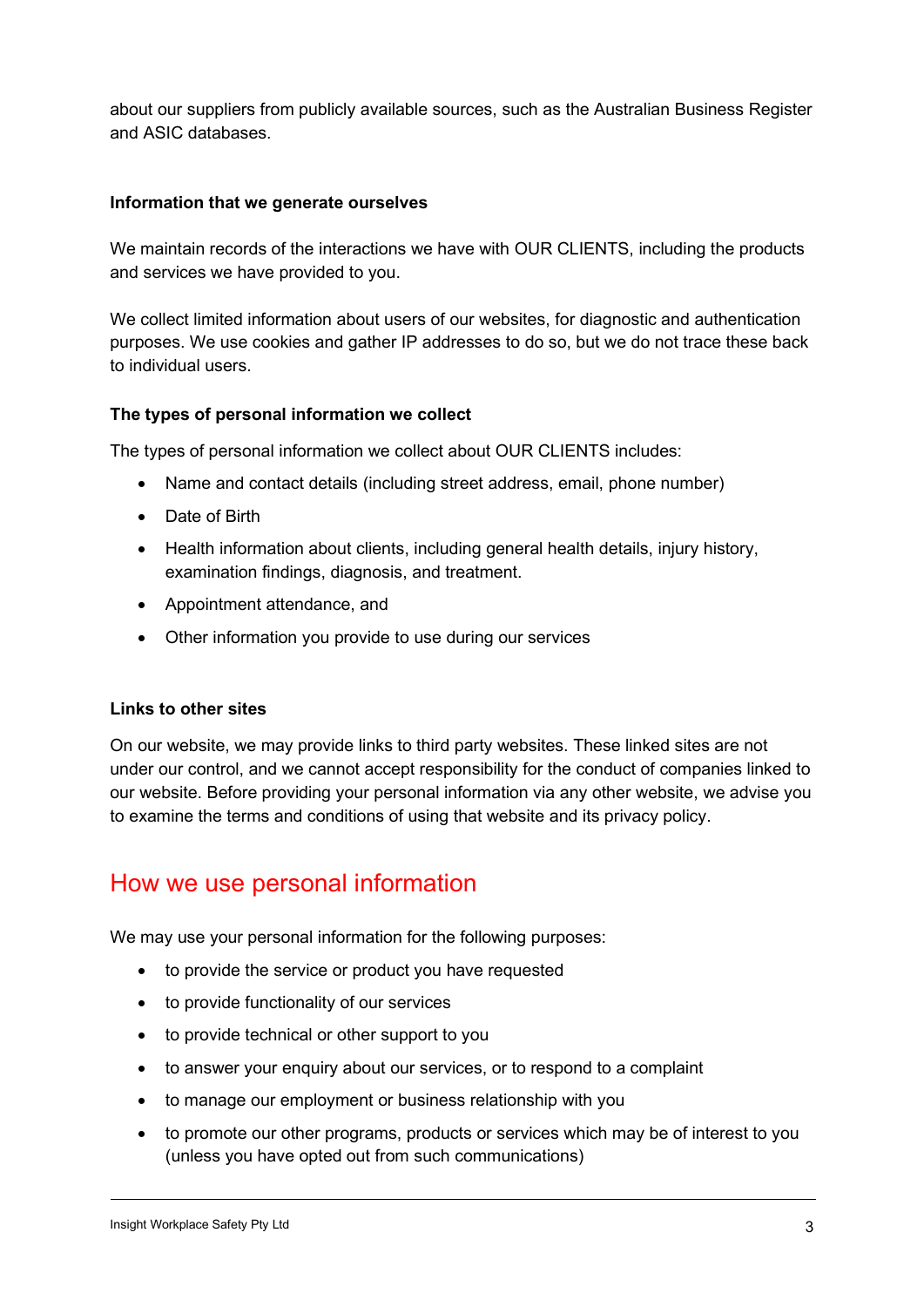about our suppliers from publicly available sources, such as the Australian Business Register and ASIC databases.

### Information that we generate ourselves

We maintain records of the interactions we have with OUR CLIENTS, including the products and services we have provided to you.

We collect limited information about users of our websites, for diagnostic and authentication purposes. We use cookies and gather IP addresses to do so, but we do not trace these back to individual users.

### The types of personal information we collect

The types of personal information we collect about OUR CLIENTS includes:

- Name and contact details (including street address, email, phone number)
- Date of Birth
- Health information about clients, including general health details, injury history, examination findings, diagnosis, and treatment.
- Appointment attendance, and
- Other information you provide to use during our services

### Links to other sites

On our website, we may provide links to third party websites. These linked sites are not under our control, and we cannot accept responsibility for the conduct of companies linked to our website. Before providing your personal information via any other website, we advise you to examine the terms and conditions of using that website and its privacy policy.

## How we use personal information

We may use your personal information for the following purposes:

- to provide the service or product you have requested
- to provide functionality of our services
- to provide technical or other support to you
- to answer your enquiry about our services, or to respond to a complaint
- to manage our employment or business relationship with you
- to promote our other programs, products or services which may be of interest to you (unless you have opted out from such communications)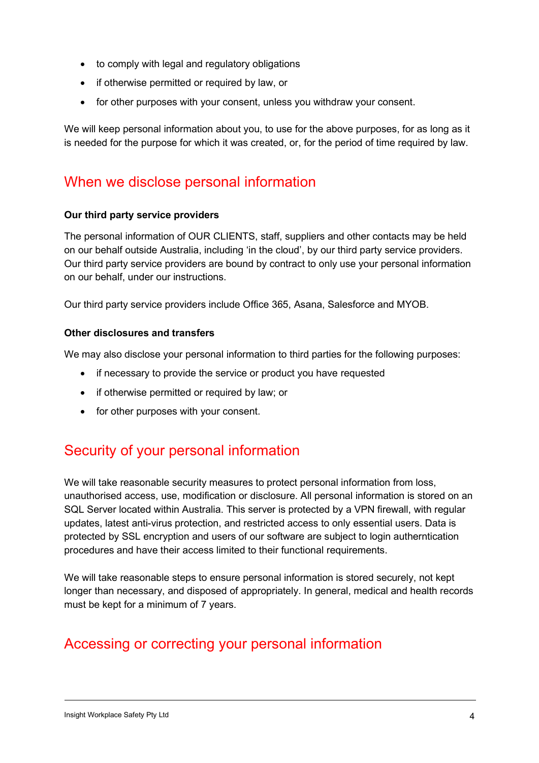- to comply with legal and regulatory obligations
- if otherwise permitted or required by law, or
- for other purposes with your consent, unless you withdraw your consent.

We will keep personal information about you, to use for the above purposes, for as long as it is needed for the purpose for which it was created, or, for the period of time required by law.

## When we disclose personal information

**Our third party service providers**

The personal information of OUR CLIENTS, staff, suppliers and other contacts may be held on our behalf outside Australia, including 'in the cloud', by our third party service providers. Our third party service providers are bound by contract to only use your personal information on our behalf, under our instructions.

Our third party service providers include Office 365, Asana, Salesforce and MYOB.

**Other disclosures and transfers**

We may also disclose your personal information to third parties for the following purposes:

- if necessary to provide the service or product you have requested
- if otherwise permitted or required by law; or
- for other purposes with your consent.

## Security of your personal information

We will take reasonable security measures to protect personal information from loss, unauthorised access, use, modification or disclosure. All personal information is stored on an SQL Server located within Australia. This server is protected by a VPN firewall, with regular updates, latest anti-virus protection, and restricted access to only essential users. Data is protected by SSL encryption and users of our software are subject to login autherntication procedures and have their access limited to their functional requirements.

We will take reasonable steps to ensure personal information is stored securely, not kept longer than necessary, and disposed of appropriately. In general, medical and health records must be kept for a minimum of 7 years.

## Accessing or correcting your personal information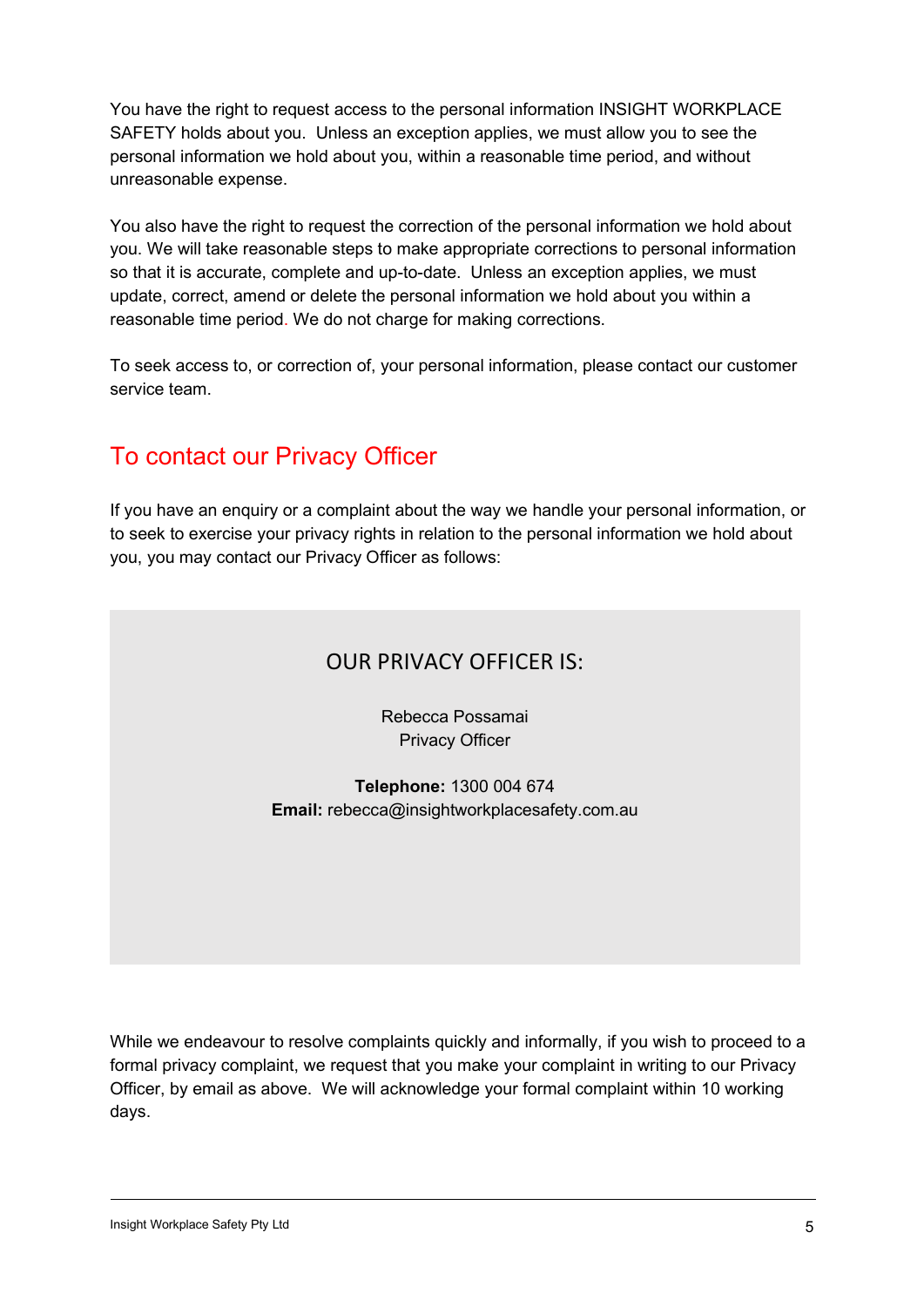You have the right to request access to the personal information INSIGHT WORKPLACE SAFETY holds about you. Unless an exception applies, we must allow you to see the personal information we hold about you, within a reasonable time period, and without unreasonable expense.

You also have the right to request the correction of the personal information we hold about you. We will take reasonable steps to make appropriate corrections to personal information so that it is accurate, complete and up-to-date. Unless an exception applies, we must update, correct, amend or delete the personal information we hold about you within a reasonable time period. We do not charge for making corrections.

To seek access to, or correction of, your personal information, please contact our customer service team.

## To contact our Privacy Officer

If you have an enquiry or a complaint about the way we handle your personal information, or to seek to exercise your privacy rights in relation to the personal information we hold about you, you may contact our Privacy Officer as follows:

### OUR PRIVACY OFFICER IS:

Rebecca Possamai
Privacy Officer

**Telephone:** 1300 004 674
**Email:** rebecca@insightworkplacesafety.com.au

While we endeavour to resolve complaints quickly and informally, if you wish to proceed to a formal privacy complaint, we request that you make your complaint in writing to our Privacy Officer, by email as above. We will acknowledge your formal complaint within 10 working days.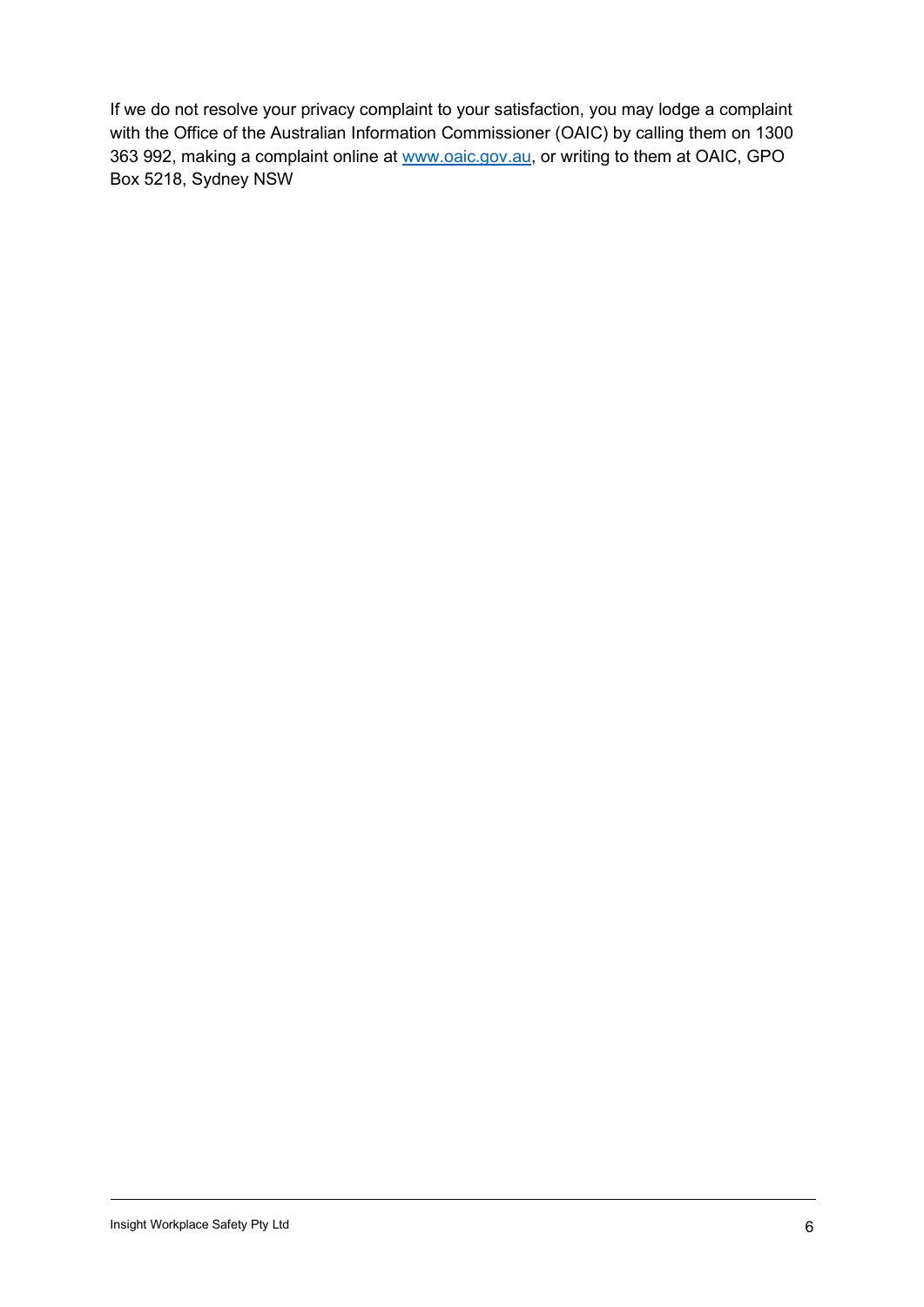If we do not resolve your privacy complaint to your satisfaction, you may lodge a complaint with the Office of the Australian Information Commissioner (OAIC) by calling them on 1300 363 992, making a complaint online at [www.oaic.gov.au](http://www.oaic.gov.au), or writing to them at OAIC, GPO Box 5218, Sydney NSW